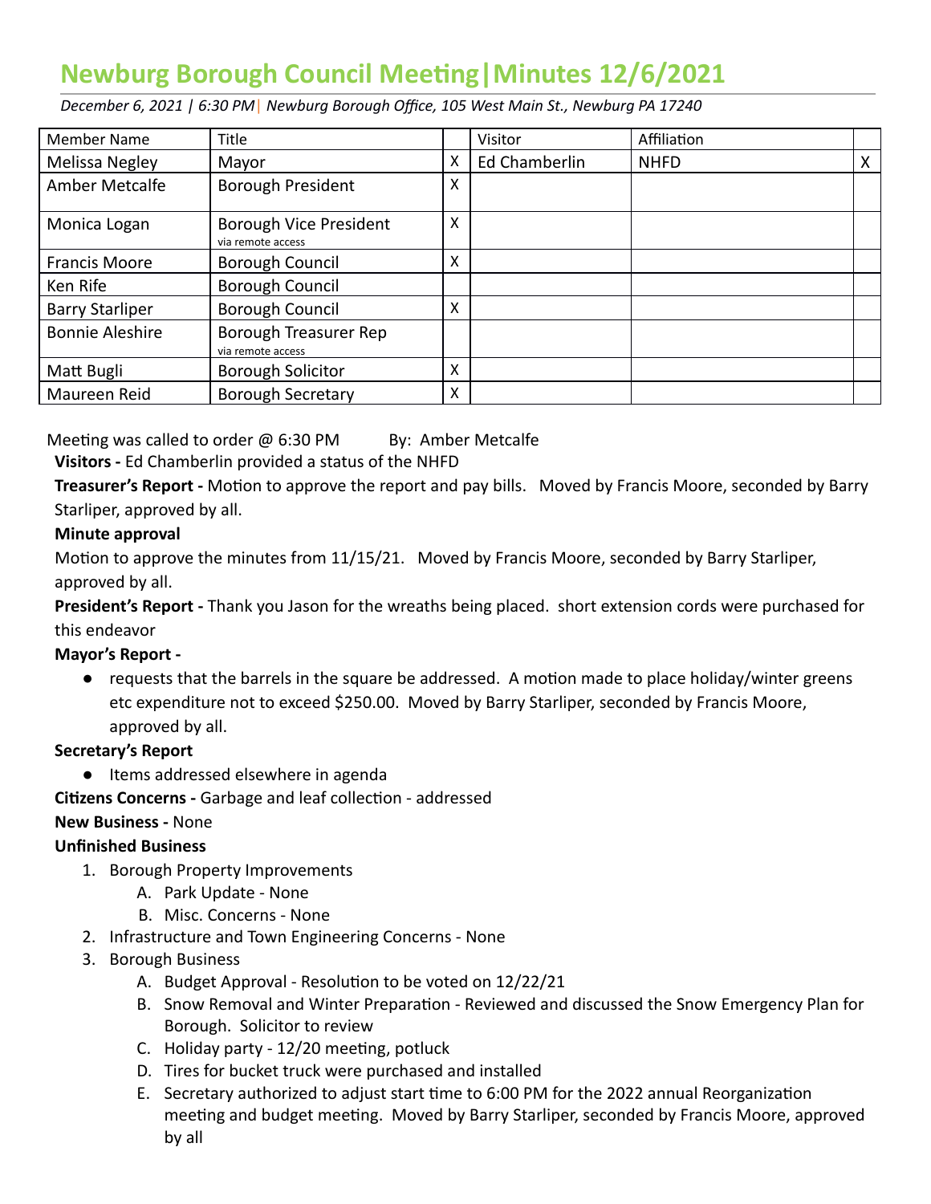# Newburg Borough Council Meeting|Minutes 12/6/2021

*December 6, 2021 | 6:30 PM| Newburg Borough Office, 105 West Main St., Newburg PA 17240*

| Member Name | Title | | Visitor | Affiliation | |
|---|---|---|---|---|---|
| Melissa Negley | Mayor | X | Ed Chamberlin | NHFD | X |
| Amber Metcalfe | Borough President | X | | | |
| Monica Logan | Borough Vice President via remote access | X | | | |
| Francis Moore | Borough Council | X | | | |
| Ken Rife | Borough Council | | | | |
| Barry Starliper | Borough Council | X | | | |
| Bonnie Aleshire | Borough Treasurer Rep via remote access | | | | |
| Matt Bugli | Borough Solicitor | X | | | |
| Maureen Reid | Borough Secretary | X | | | |

Meeting was called to order @ 6:30 PM By: Amber Metcalfe

**Visitors -** Ed Chamberlin provided a status of the NHFD

**Treasurer's Report -** Motion to approve the report and pay bills. Moved by Francis Moore, seconded by Barry Starliper, approved by all.

**Minute approval**

Motion to approve the minutes from 11/15/21. Moved by Francis Moore, seconded by Barry Starliper, approved by all.

**President's Report -** Thank you Jason for the wreaths being placed. short extension cords were purchased for this endeavor

**Mayor's Report -**

- requests that the barrels in the square be addressed. A motion made to place holiday/winter greens etc expenditure not to exceed $250.00. Moved by Barry Starliper, seconded by Francis Moore, approved by all.

**Secretary's Report**

- Items addressed elsewhere in agenda

**Citizens Concerns -** Garbage and leaf collection - addressed

**New Business -** None

**Unfinished Business**

1. Borough Property Improvements
   A. Park Update - None
   B. Misc. Concerns - None
2. Infrastructure and Town Engineering Concerns - None
3. Borough Business
   A. Budget Approval - Resolution to be voted on 12/22/21
   B. Snow Removal and Winter Preparation - Reviewed and discussed the Snow Emergency Plan for Borough. Solicitor to review
   C. Holiday party - 12/20 meeting, potluck
   D. Tires for bucket truck were purchased and installed
   E. Secretary authorized to adjust start time to 6:00 PM for the 2022 annual Reorganization meeting and budget meeting. Moved by Barry Starliper, seconded by Francis Moore, approved by all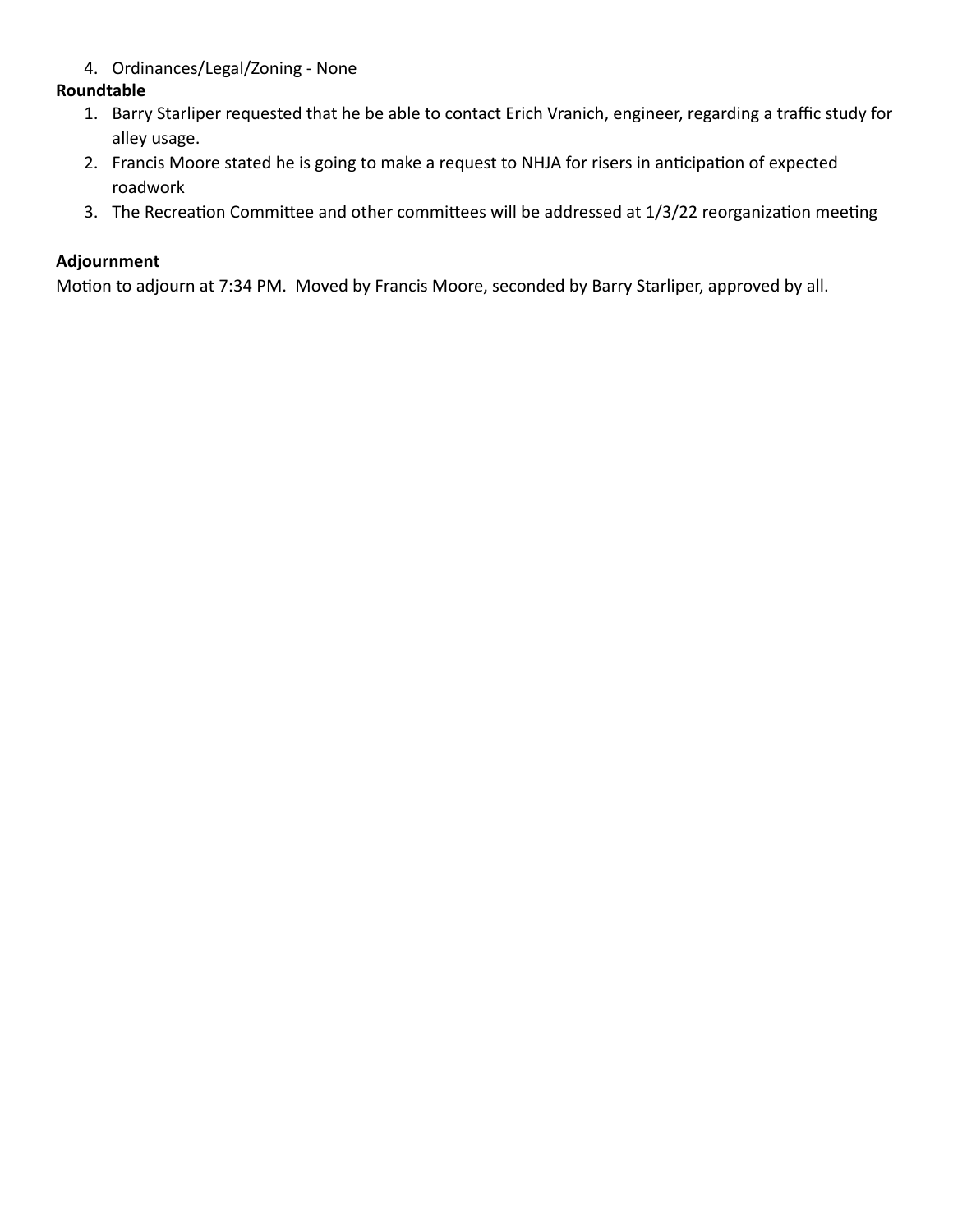4. Ordinances/Legal/Zoning - None

**Roundtable**

1. Barry Starliper requested that he be able to contact Erich Vranich, engineer, regarding a traffic study for alley usage.
2. Francis Moore stated he is going to make a request to NHJA for risers in anticipation of expected roadwork
3. The Recreation Committee and other committees will be addressed at 1/3/22 reorganization meeting

**Adjournment**

Motion to adjourn at 7:34 PM. Moved by Francis Moore, seconded by Barry Starliper, approved by all.